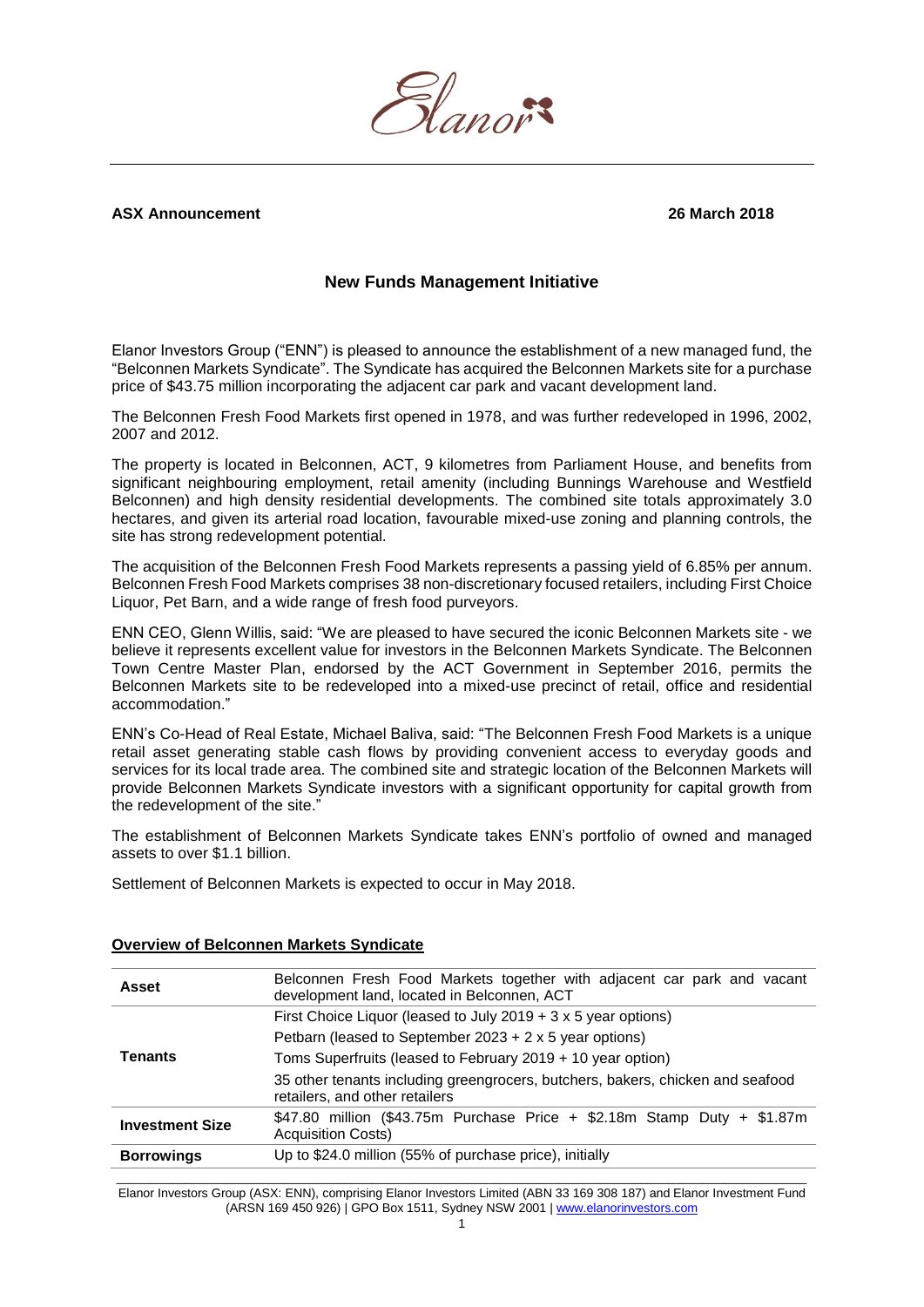**ASX Announcement** **26 March 2018**

## New Funds Management Initiative

Elanor Investors Group ("ENN") is pleased to announce the establishment of a new managed fund, the "Belconnen Markets Syndicate". The Syndicate has acquired the Belconnen Markets site for a purchase price of $43.75 million incorporating the adjacent car park and vacant development land.

The Belconnen Fresh Food Markets first opened in 1978, and was further redeveloped in 1996, 2002, 2007 and 2012.

The property is located in Belconnen, ACT, 9 kilometres from Parliament House, and benefits from significant neighbouring employment, retail amenity (including Bunnings Warehouse and Westfield Belconnen) and high density residential developments. The combined site totals approximately 3.0 hectares, and given its arterial road location, favourable mixed-use zoning and planning controls, the site has strong redevelopment potential.

The acquisition of the Belconnen Fresh Food Markets represents a passing yield of 6.85% per annum. Belconnen Fresh Food Markets comprises 38 non-discretionary focused retailers, including First Choice Liquor, Pet Barn, and a wide range of fresh food purveyors.

ENN CEO, Glenn Willis, said: "We are pleased to have secured the iconic Belconnen Markets site - we believe it represents excellent value for investors in the Belconnen Markets Syndicate. The Belconnen Town Centre Master Plan, endorsed by the ACT Government in September 2016, permits the Belconnen Markets site to be redeveloped into a mixed-use precinct of retail, office and residential accommodation."

ENN's Co-Head of Real Estate, Michael Baliva, said: "The Belconnen Fresh Food Markets is a unique retail asset generating stable cash flows by providing convenient access to everyday goods and services for its local trade area. The combined site and strategic location of the Belconnen Markets will provide Belconnen Markets Syndicate investors with a significant opportunity for capital growth from the redevelopment of the site."

The establishment of Belconnen Markets Syndicate takes ENN's portfolio of owned and managed assets to over $1.1 billion.

Settlement of Belconnen Markets is expected to occur in May 2018.

### Overview of Belconnen Markets Syndicate

| | |
|---|---|
| **Asset** | Belconnen Fresh Food Markets together with adjacent car park and vacant development land, located in Belconnen, ACT |
| **Tenants** | First Choice Liquor (leased to July 2019 + 3 x 5 year options) |
| | Petbarn (leased to September 2023 + 2 x 5 year options) |
| | Toms Superfruits (leased to February 2019 + 10 year option) |
| | 35 other tenants including greengrocers, butchers, bakers, chicken and seafood retailers, and other retailers |
| **Investment Size** | $47.80 million ($43.75m Purchase Price + $2.18m Stamp Duty + $1.87m Acquisition Costs) |
| **Borrowings** | Up to $24.0 million (55% of purchase price), initially |

Elanor Investors Group (ASX: ENN), comprising Elanor Investors Limited (ABN 33 169 308 187) and Elanor Investment Fund (ARSN 169 450 926) | GPO Box 1511, Sydney NSW 2001 | www.elanorinvestors.com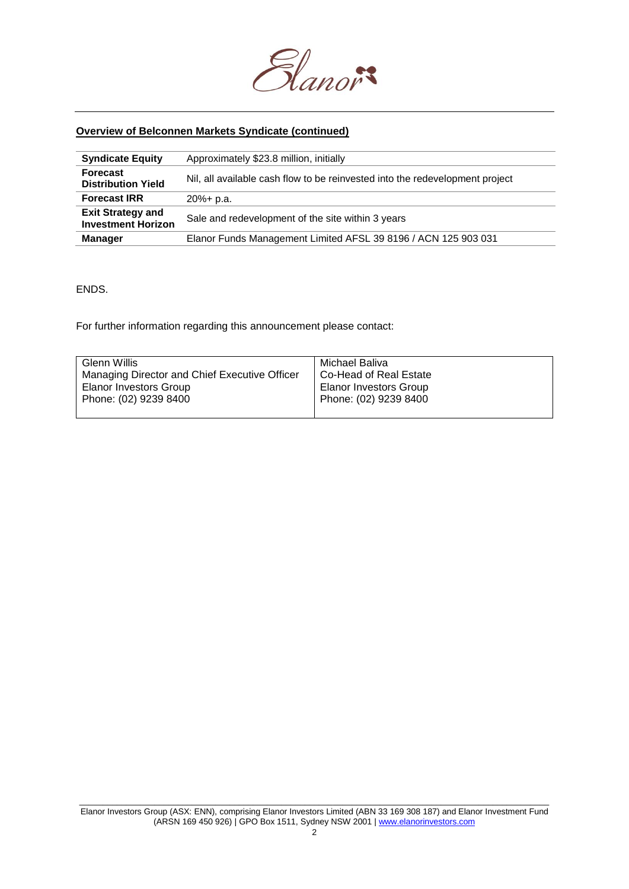**Overview of Belconnen Markets Syndicate (continued)**

| | |
|---|---|
| **Syndicate Equity** | Approximately $23.8 million, initially |
| **Forecast Distribution Yield** | Nil, all available cash flow to be reinvested into the redevelopment project |
| **Forecast IRR** | 20%+ p.a. |
| **Exit Strategy and Investment Horizon** | Sale and redevelopment of the site within 3 years |
| **Manager** | Elanor Funds Management Limited AFSL 39 8196 / ACN 125 903 031 |

ENDS.

For further information regarding this announcement please contact:

| | |
|---|---|
| Glenn Willis<br>Managing Director and Chief Executive Officer<br>Elanor Investors Group<br>Phone: (02) 9239 8400 | Michael Baliva<br>Co-Head of Real Estate<br>Elanor Investors Group<br>Phone: (02) 9239 8400 |